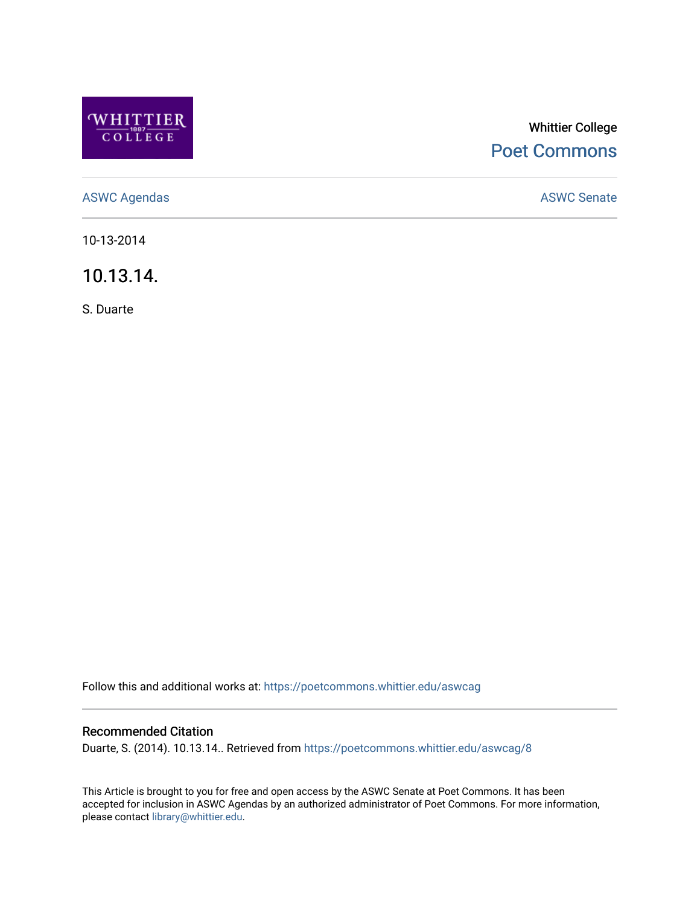Whittier College

Poet Commons

ASWC Agendas

ASWC Senate

10-13-2014

# 10.13.14.

S. Duarte

Follow this and additional works at: https://poetcommons.whittier.edu/aswcag

## Recommended Citation

Duarte, S. (2014). 10.13.14.. Retrieved from https://poetcommons.whittier.edu/aswcag/8

This Article is brought to you for free and open access by the ASWC Senate at Poet Commons. It has been accepted for inclusion in ASWC Agendas by an authorized administrator of Poet Commons. For more information, please contact library@whittier.edu.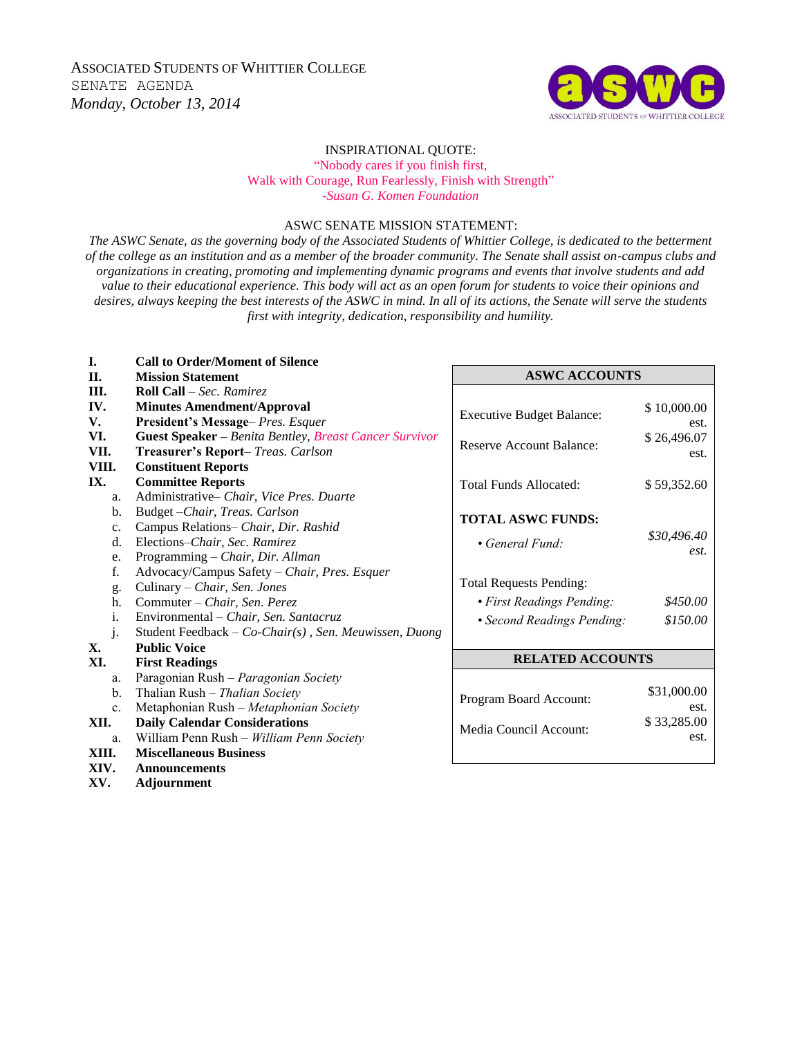ASSOCIATED STUDENTS OF WHITTIER COLLEGE
SENATE AGENDA
*Monday, October 13, 2014*

INSPIRATIONAL QUOTE:
"Nobody cares if you finish first,
Walk with Courage, Run Fearlessly, Finish with Strength"
-*Susan G. Komen Foundation*

ASWC SENATE MISSION STATEMENT:

*The ASWC Senate, as the governing body of the Associated Students of Whittier College, is dedicated to the betterment of the college as an institution and as a member of the broader community. The Senate shall assist on-campus clubs and organizations in creating, promoting and implementing dynamic programs and events that involve students and add value to their educational experience. This body will act as an open forum for students to voice their opinions and desires, always keeping the best interests of the ASWC in mind. In all of its actions, the Senate will serve the students first with integrity, dedication, responsibility and humility.*

- **I. Call to Order/Moment of Silence**
- **II. Mission Statement**
- **III. Roll Call** – *Sec. Ramirez*
- **IV. Minutes Amendment/Approval**
- **V. President's Message**– *Pres. Esquer*
- **VI. Guest Speaker –** *Benita Bentley, Breast Cancer Survivor*
- **VII. Treasurer's Report**– *Treas. Carlson*
- **VIII. Constituent Reports**
- **IX. Committee Reports**
  - a. Administrative– *Chair, Vice Pres. Duarte*
  - b. Budget –*Chair, Treas. Carlson*
  - c. Campus Relations– *Chair, Dir. Rashid*
  - d. Elections–*Chair, Sec. Ramirez*
  - e. Programming – *Chair, Dir. Allman*
  - f. Advocacy/Campus Safety – *Chair, Pres. Esquer*
  - g. Culinary – *Chair, Sen. Jones*
  - h. Commuter – *Chair, Sen. Perez*
  - i. Environmental – *Chair, Sen. Santacruz*
  - j. Student Feedback – *Co-Chair(s) , Sen. Meuwissen, Duong*
- **X. Public Voice**
- **XI. First Readings**
  - a. Paragonian Rush – *Paragonian Society*
  - b. Thalian Rush – *Thalian Society*
  - c. Metaphonian Rush – *Metaphonian Society*
- **XII. Daily Calendar Considerations**
  - a. William Penn Rush – *William Penn Society*
- **XIII. Miscellaneous Business**
- **XIV. Announcements**
- **XV. Adjournment**

| ASWC ACCOUNTS | |
|---|---|
| Executive Budget Balance: | $ 10,000.00 est. |
| Reserve Account Balance: | $ 26,496.07 est. |
| Total Funds Allocated: | $ 59,352.60 |
| **TOTAL ASWC FUNDS:** | |
| • *General Fund:* | *$30,496.40 est.* |
| Total Requests Pending: | |
| • *First Readings Pending:* | *$450.00* |
| • *Second Readings Pending:* | *$150.00* |

| RELATED ACCOUNTS | |
|---|---|
| Program Board Account: | $31,000.00 est. |
| Media Council Account: | $ 33,285.00 est. |